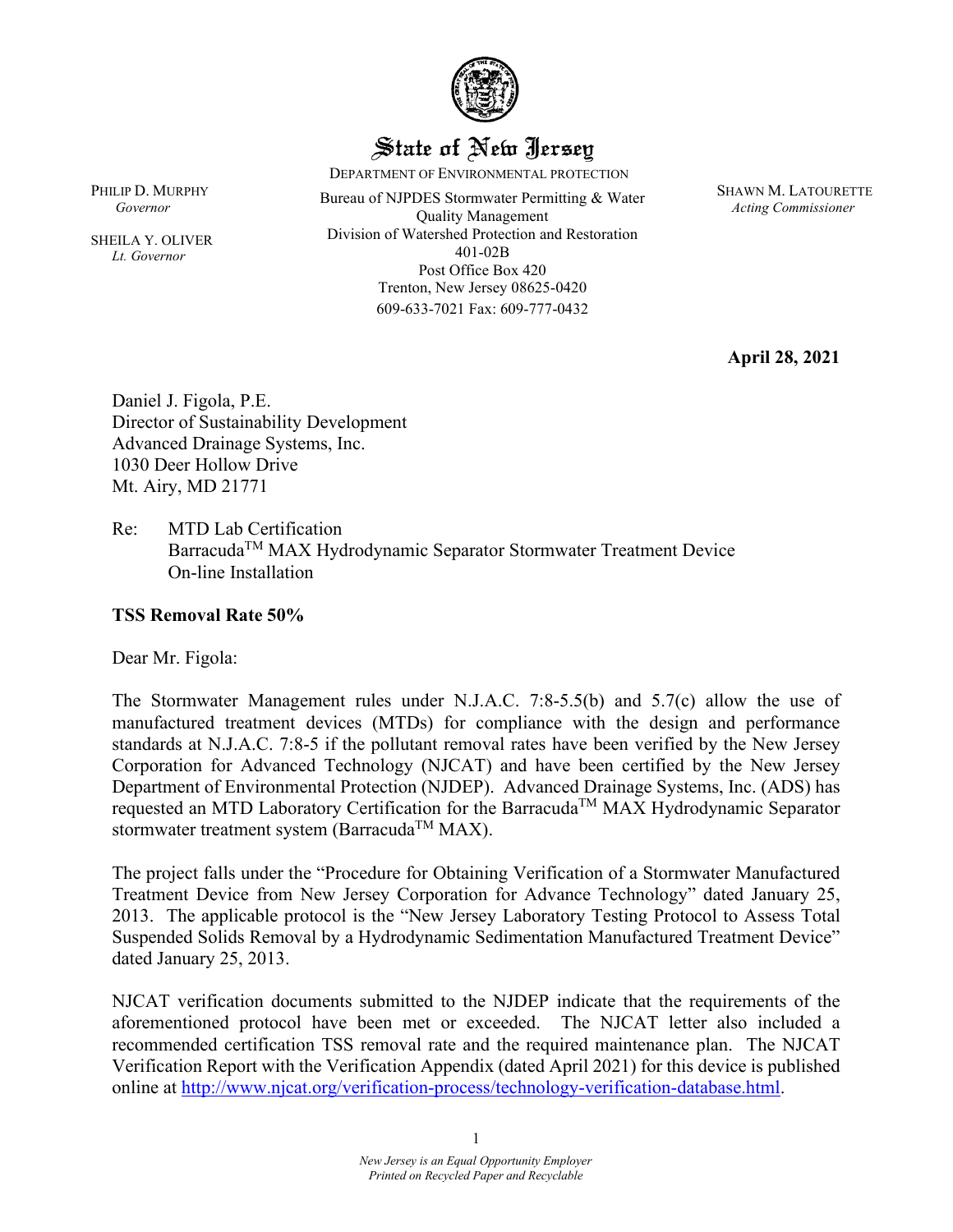# State of New Jersey

DEPARTMENT OF ENVIRONMENTAL PROTECTION

PHILIP D. MURPHY
*Governor*

SHEILA Y. OLIVER
*Lt. Governor*

Bureau of NJPDES Stormwater Permitting & Water Quality Management
Division of Watershed Protection and Restoration
401-02B
Post Office Box 420
Trenton, New Jersey 08625-0420
609-633-7021 Fax: 609-777-0432

SHAWN M. LATOURETTE
*Acting Commissioner*

**April 28, 2021**

Daniel J. Figola, P.E.
Director of Sustainability Development
Advanced Drainage Systems, Inc.
1030 Deer Hollow Drive
Mt. Airy, MD 21771

Re: MTD Lab Certification
Barracuda™ MAX Hydrodynamic Separator Stormwater Treatment Device
On-line Installation

**TSS Removal Rate 50%**

Dear Mr. Figola:

The Stormwater Management rules under N.J.A.C. 7:8-5.5(b) and 5.7(c) allow the use of manufactured treatment devices (MTDs) for compliance with the design and performance standards at N.J.A.C. 7:8-5 if the pollutant removal rates have been verified by the New Jersey Corporation for Advanced Technology (NJCAT) and have been certified by the New Jersey Department of Environmental Protection (NJDEP). Advanced Drainage Systems, Inc. (ADS) has requested an MTD Laboratory Certification for the Barracuda™ MAX Hydrodynamic Separator stormwater treatment system (Barracuda™ MAX).

The project falls under the "Procedure for Obtaining Verification of a Stormwater Manufactured Treatment Device from New Jersey Corporation for Advance Technology" dated January 25, 2013. The applicable protocol is the "New Jersey Laboratory Testing Protocol to Assess Total Suspended Solids Removal by a Hydrodynamic Sedimentation Manufactured Treatment Device" dated January 25, 2013.

NJCAT verification documents submitted to the NJDEP indicate that the requirements of the aforementioned protocol have been met or exceeded. The NJCAT letter also included a recommended certification TSS removal rate and the required maintenance plan. The NJCAT Verification Report with the Verification Appendix (dated April 2021) for this device is published online at http://www.njcat.org/verification-process/technology-verification-database.html.

*New Jersey is an Equal Opportunity Employer*
*Printed on Recycled Paper and Recyclable*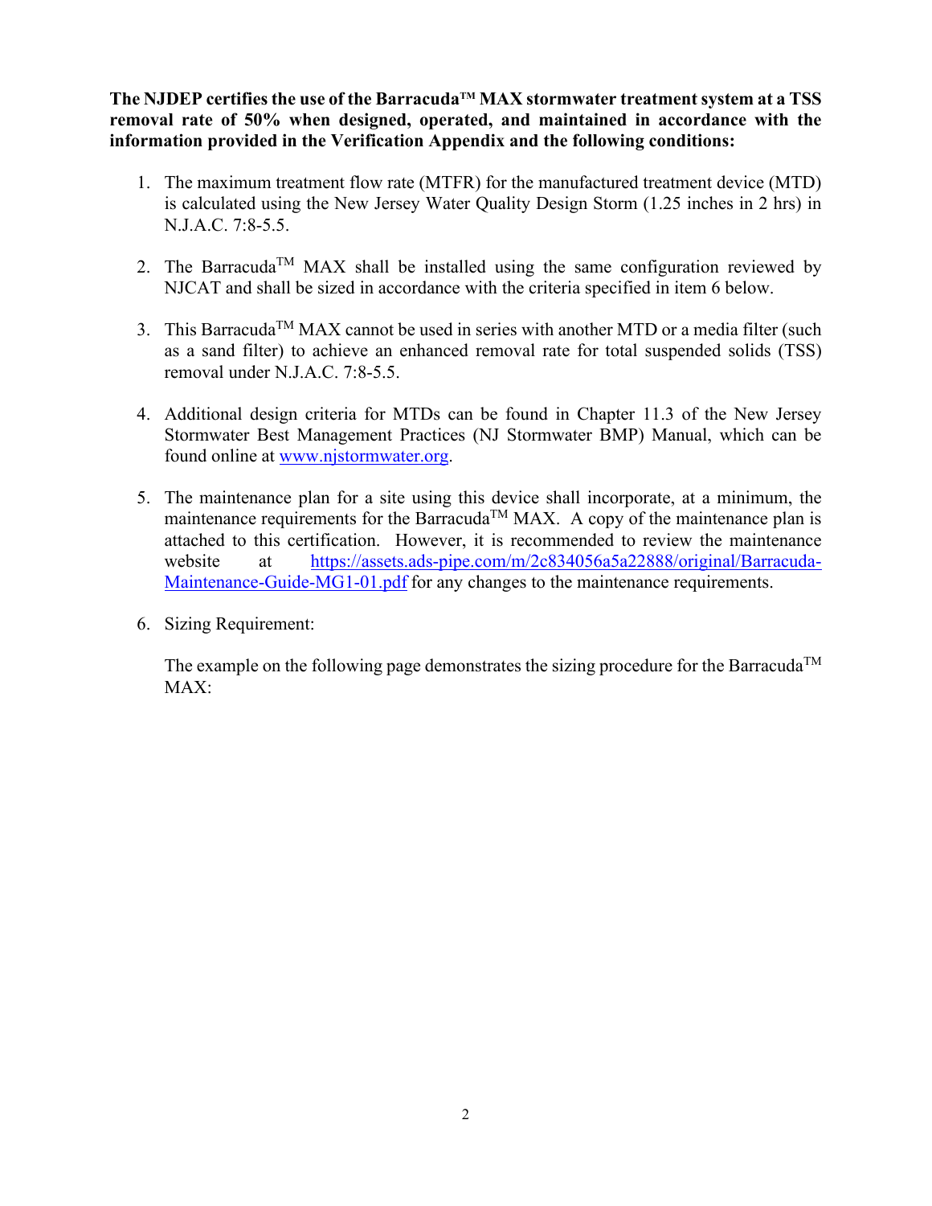**The NJDEP certifies the use of the Barracuda™ MAX stormwater treatment system at a TSS removal rate of 50% when designed, operated, and maintained in accordance with the information provided in the Verification Appendix and the following conditions:**

1. The maximum treatment flow rate (MTFR) for the manufactured treatment device (MTD) is calculated using the New Jersey Water Quality Design Storm (1.25 inches in 2 hrs) in N.J.A.C. 7:8-5.5.

2. The Barracuda™ MAX shall be installed using the same configuration reviewed by NJCAT and shall be sized in accordance with the criteria specified in item 6 below.

3. This Barracuda™ MAX cannot be used in series with another MTD or a media filter (such as a sand filter) to achieve an enhanced removal rate for total suspended solids (TSS) removal under N.J.A.C. 7:8-5.5.

4. Additional design criteria for MTDs can be found in Chapter 11.3 of the New Jersey Stormwater Best Management Practices (NJ Stormwater BMP) Manual, which can be found online at [www.njstormwater.org](www.njstormwater.org).

5. The maintenance plan for a site using this device shall incorporate, at a minimum, the maintenance requirements for the Barracuda™ MAX. A copy of the maintenance plan is attached to this certification. However, it is recommended to review the maintenance website at [https://assets.ads-pipe.com/m/2c834056a5a22888/original/Barracuda-Maintenance-Guide-MG1-01.pdf](https://assets.ads-pipe.com/m/2c834056a5a22888/original/Barracuda-Maintenance-Guide-MG1-01.pdf) for any changes to the maintenance requirements.

6. Sizing Requirement:

   The example on the following page demonstrates the sizing procedure for the Barracuda™ MAX: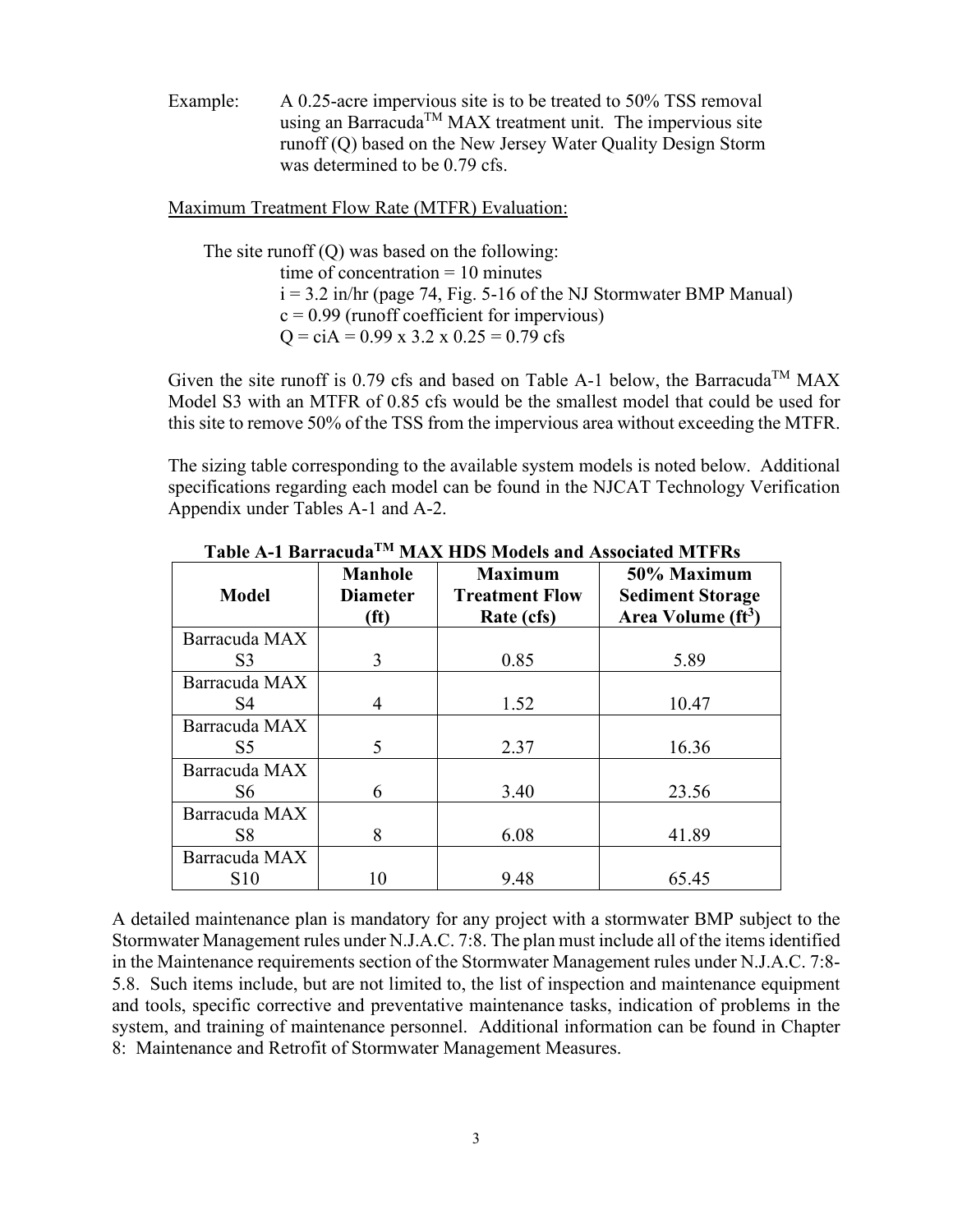Example: A 0.25-acre impervious site is to be treated to 50% TSS removal using an Barracuda™ MAX treatment unit. The impervious site runoff (Q) based on the New Jersey Water Quality Design Storm was determined to be 0.79 cfs.

Maximum Treatment Flow Rate (MTFR) Evaluation:

The site runoff (Q) was based on the following:

time of concentration = 10 minutes
i = 3.2 in/hr (page 74, Fig. 5-16 of the NJ Stormwater BMP Manual)
c = 0.99 (runoff coefficient for impervious)
Q = ciA = 0.99 x 3.2 x 0.25 = 0.79 cfs

Given the site runoff is 0.79 cfs and based on Table A-1 below, the Barracuda™ MAX Model S3 with an MTFR of 0.85 cfs would be the smallest model that could be used for this site to remove 50% of the TSS from the impervious area without exceeding the MTFR.

The sizing table corresponding to the available system models is noted below. Additional specifications regarding each model can be found in the NJCAT Technology Verification Appendix under Tables A-1 and A-2.

**Table A-1 Barracuda™ MAX HDS Models and Associated MTFRs**

| Model | Manhole Diameter (ft) | Maximum Treatment Flow Rate (cfs) | 50% Maximum Sediment Storage Area Volume ($ft^3$) |
|---|---|---|---|
| Barracuda MAX S3 | 3 | 0.85 | 5.89 |
| Barracuda MAX S4 | 4 | 1.52 | 10.47 |
| Barracuda MAX S5 | 5 | 2.37 | 16.36 |
| Barracuda MAX S6 | 6 | 3.40 | 23.56 |
| Barracuda MAX S8 | 8 | 6.08 | 41.89 |
| Barracuda MAX S10 | 10 | 9.48 | 65.45 |

A detailed maintenance plan is mandatory for any project with a stormwater BMP subject to the Stormwater Management rules under N.J.A.C. 7:8. The plan must include all of the items identified in the Maintenance requirements section of the Stormwater Management rules under N.J.A.C. 7:8-5.8. Such items include, but are not limited to, the list of inspection and maintenance equipment and tools, specific corrective and preventative maintenance tasks, indication of problems in the system, and training of maintenance personnel. Additional information can be found in Chapter 8: Maintenance and Retrofit of Stormwater Management Measures.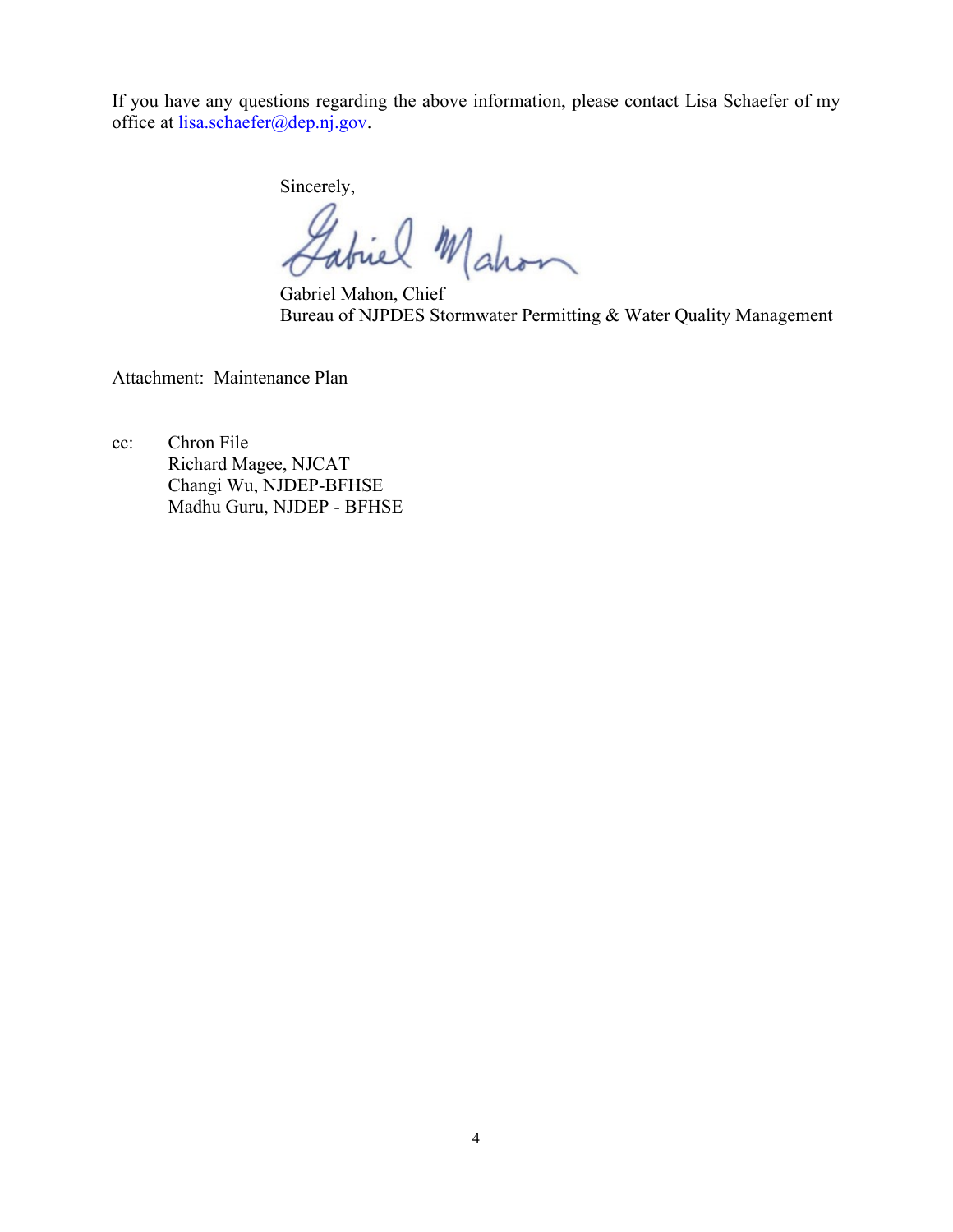If you have any questions regarding the above information, please contact Lisa Schaefer of my office at lisa.schaefer@dep.nj.gov.

Sincerely,

Gabriel Mahon, Chief
Bureau of NJPDES Stormwater Permitting & Water Quality Management

Attachment: Maintenance Plan

cc: Chron File
Richard Magee, NJCAT
Changi Wu, NJDEP-BFHSE
Madhu Guru, NJDEP - BFHSE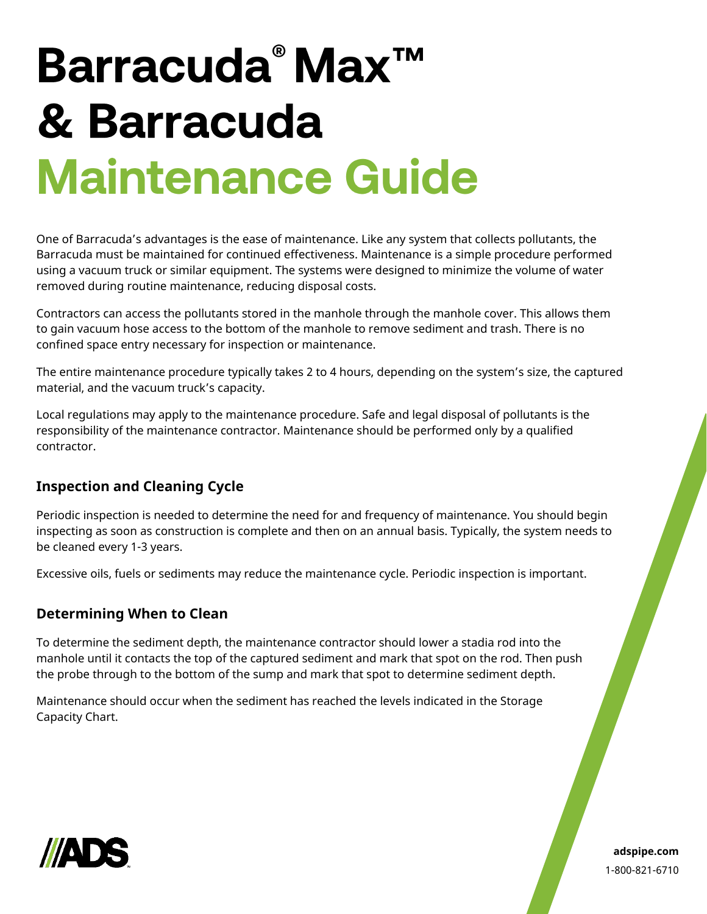# Barracuda® Max™ & Barracuda Maintenance Guide

One of Barracuda's advantages is the ease of maintenance. Like any system that collects pollutants, the Barracuda must be maintained for continued effectiveness. Maintenance is a simple procedure performed using a vacuum truck or similar equipment. The systems were designed to minimize the volume of water removed during routine maintenance, reducing disposal costs.

Contractors can access the pollutants stored in the manhole through the manhole cover. This allows them to gain vacuum hose access to the bottom of the manhole to remove sediment and trash. There is no confined space entry necessary for inspection or maintenance.

The entire maintenance procedure typically takes 2 to 4 hours, depending on the system's size, the captured material, and the vacuum truck's capacity.

Local regulations may apply to the maintenance procedure. Safe and legal disposal of pollutants is the responsibility of the maintenance contractor. Maintenance should be performed only by a qualified contractor.

### Inspection and Cleaning Cycle

Periodic inspection is needed to determine the need for and frequency of maintenance. You should begin inspecting as soon as construction is complete and then on an annual basis. Typically, the system needs to be cleaned every 1-3 years.

Excessive oils, fuels or sediments may reduce the maintenance cycle. Periodic inspection is important.

### Determining When to Clean

To determine the sediment depth, the maintenance contractor should lower a stadia rod into the manhole until it contacts the top of the captured sediment and mark that spot on the rod. Then push the probe through to the bottom of the sump and mark that spot to determine sediment depth.

Maintenance should occur when the sediment has reached the levels indicated in the Storage Capacity Chart.

**adspipe.com**
1-800-821-6710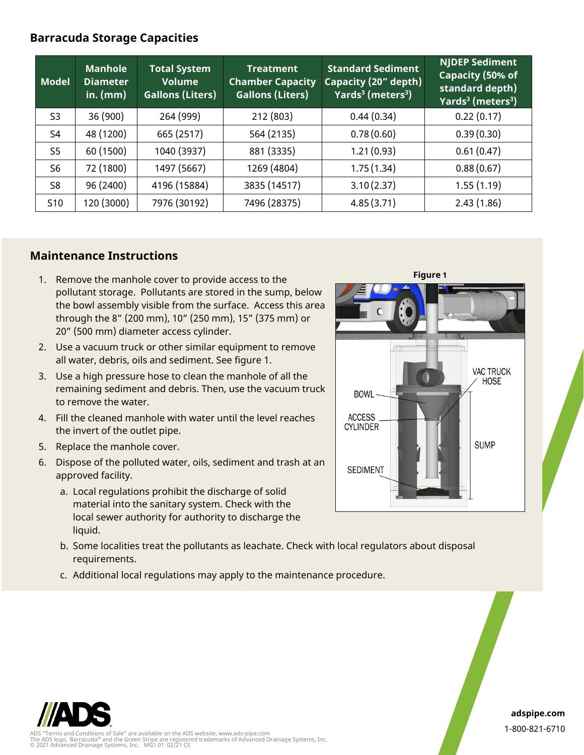## Barracuda Storage Capacities

| Model | Manhole Diameter in. (mm) | Total System Volume Gallons (Liters) | Treatment Chamber Capacity Gallons (Liters) | Standard Sediment Capacity (20" depth) Yards$^3$ (meters$^3$) | NJDEP Sediment Capacity (50% of standard depth) Yards$^3$ (meters$^3$) |
|---|---|---|---|---|---|
| S3 | 36 (900) | 264 (999) | 212 (803) | 0.44 (0.34) | 0.22 (0.17) |
| S4 | 48 (1200) | 665 (2517) | 564 (2135) | 0.78 (0.60) | 0.39 (0.30) |
| S5 | 60 (1500) | 1040 (3937) | 881 (3335) | 1.21 (0.93) | 0.61 (0.47) |
| S6 | 72 (1800) | 1497 (5667) | 1269 (4804) | 1.75 (1.34) | 0.88 (0.67) |
| S8 | 96 (2400) | 4196 (15884) | 3835 (14517) | 3.10 (2.37) | 1.55 (1.19) |
| S10 | 120 (3000) | 7976 (30192) | 7496 (28375) | 4.85 (3.71) | 2.43 (1.86) |

## Maintenance Instructions

1. Remove the manhole cover to provide access to the pollutant storage. Pollutants are stored in the sump, below the bowl assembly visible from the surface. Access this area through the 8" (200 mm), 10" (250 mm), 15" (375 mm) or 20" (500 mm) diameter access cylinder.
2. Use a vacuum truck or other similar equipment to remove all water, debris, oils and sediment. See figure 1.
3. Use a high pressure hose to clean the manhole of all the remaining sediment and debris. Then, use the vacuum truck to remove the water.
4. Fill the cleaned manhole with water until the level reaches the invert of the outlet pipe.
5. Replace the manhole cover.
6. Dispose of the polluted water, oils, sediment and trash at an approved facility.
   a. Local regulations prohibit the discharge of solid material into the sanitary system. Check with the local sewer authority for authority to discharge the liquid.
   b. Some localities treat the pollutants as leachate. Check with local regulators about disposal requirements.
   c. Additional local regulations may apply to the maintenance procedure.

**Figure 1**

VAC TRUCK HOSE

BOWL

ACCESS CYLINDER

SUMP

SEDIMENT

ADS "Terms and Conditions of Sale" are available on the ADS website, www.ads-pipe.com
The ADS logo, Barracuda® and the Green Stripe are registered trademarks of Advanced Drainage Systems, Inc.
© 2021 Advanced Drainage Systems, Inc. MG1.01 02/21 CS

**adspipe.com**
1-800-821-6710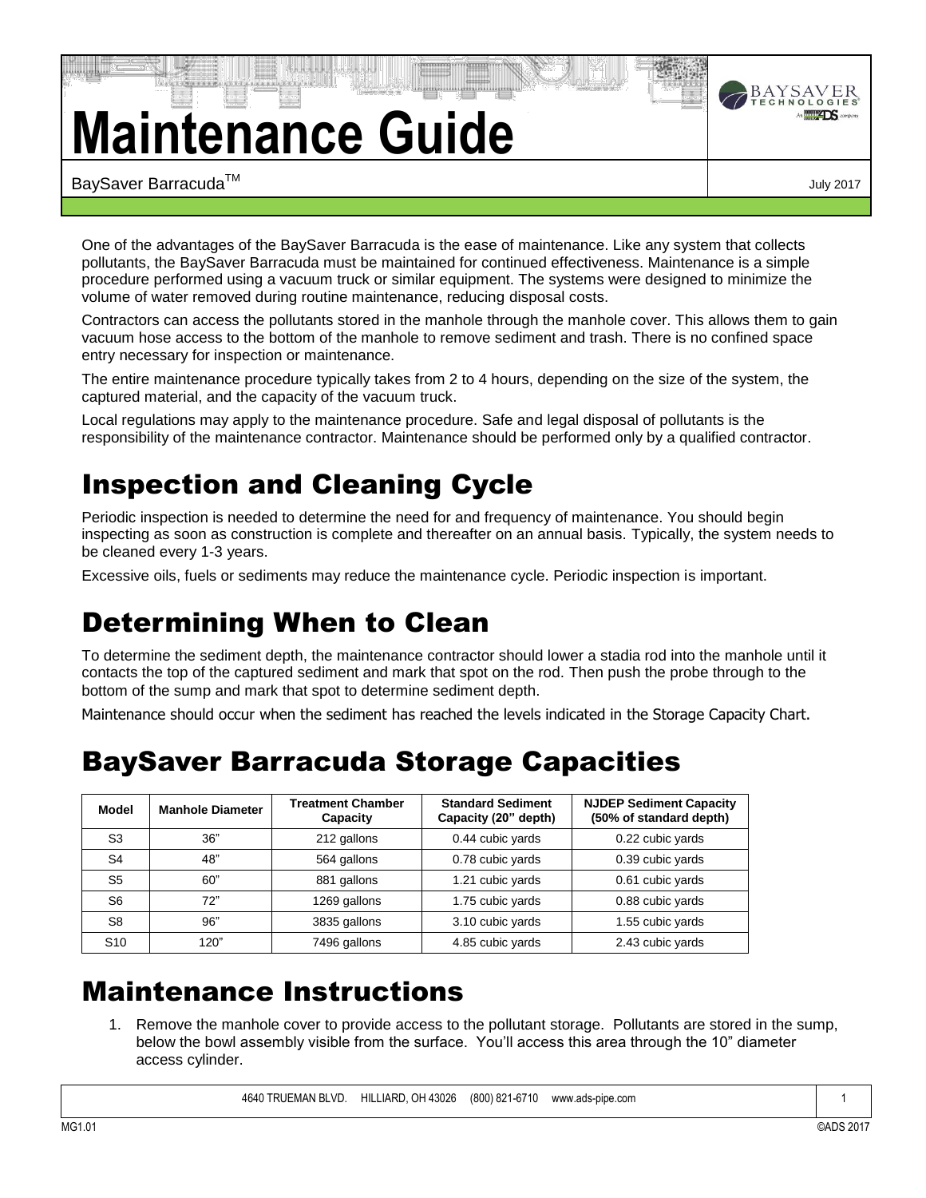# Maintenance Guide

BaySaver Barracuda™

July 2017

One of the advantages of the BaySaver Barracuda is the ease of maintenance. Like any system that collects pollutants, the BaySaver Barracuda must be maintained for continued effectiveness. Maintenance is a simple procedure performed using a vacuum truck or similar equipment. The systems were designed to minimize the volume of water removed during routine maintenance, reducing disposal costs.

Contractors can access the pollutants stored in the manhole through the manhole cover. This allows them to gain vacuum hose access to the bottom of the manhole to remove sediment and trash. There is no confined space entry necessary for inspection or maintenance.

The entire maintenance procedure typically takes from 2 to 4 hours, depending on the size of the system, the captured material, and the capacity of the vacuum truck.

Local regulations may apply to the maintenance procedure. Safe and legal disposal of pollutants is the responsibility of the maintenance contractor. Maintenance should be performed only by a qualified contractor.

## Inspection and Cleaning Cycle

Periodic inspection is needed to determine the need for and frequency of maintenance. You should begin inspecting as soon as construction is complete and thereafter on an annual basis. Typically, the system needs to be cleaned every 1-3 years.

Excessive oils, fuels or sediments may reduce the maintenance cycle. Periodic inspection is important.

## Determining When to Clean

To determine the sediment depth, the maintenance contractor should lower a stadia rod into the manhole until it contacts the top of the captured sediment and mark that spot on the rod. Then push the probe through to the bottom of the sump and mark that spot to determine sediment depth.

Maintenance should occur when the sediment has reached the levels indicated in the Storage Capacity Chart.

## BaySaver Barracuda Storage Capacities

| Model | Manhole Diameter | Treatment Chamber Capacity | Standard Sediment Capacity (20" depth) | NJDEP Sediment Capacity (50% of standard depth) |
|---|---|---|---|---|
| S3 | 36" | 212 gallons | 0.44 cubic yards | 0.22 cubic yards |
| S4 | 48" | 564 gallons | 0.78 cubic yards | 0.39 cubic yards |
| S5 | 60" | 881 gallons | 1.21 cubic yards | 0.61 cubic yards |
| S6 | 72" | 1269 gallons | 1.75 cubic yards | 0.88 cubic yards |
| S8 | 96" | 3835 gallons | 3.10 cubic yards | 1.55 cubic yards |
| S10 | 120" | 7496 gallons | 4.85 cubic yards | 2.43 cubic yards |

## Maintenance Instructions

1. Remove the manhole cover to provide access to the pollutant storage. Pollutants are stored in the sump, below the bowl assembly visible from the surface. You'll access this area through the 10" diameter access cylinder.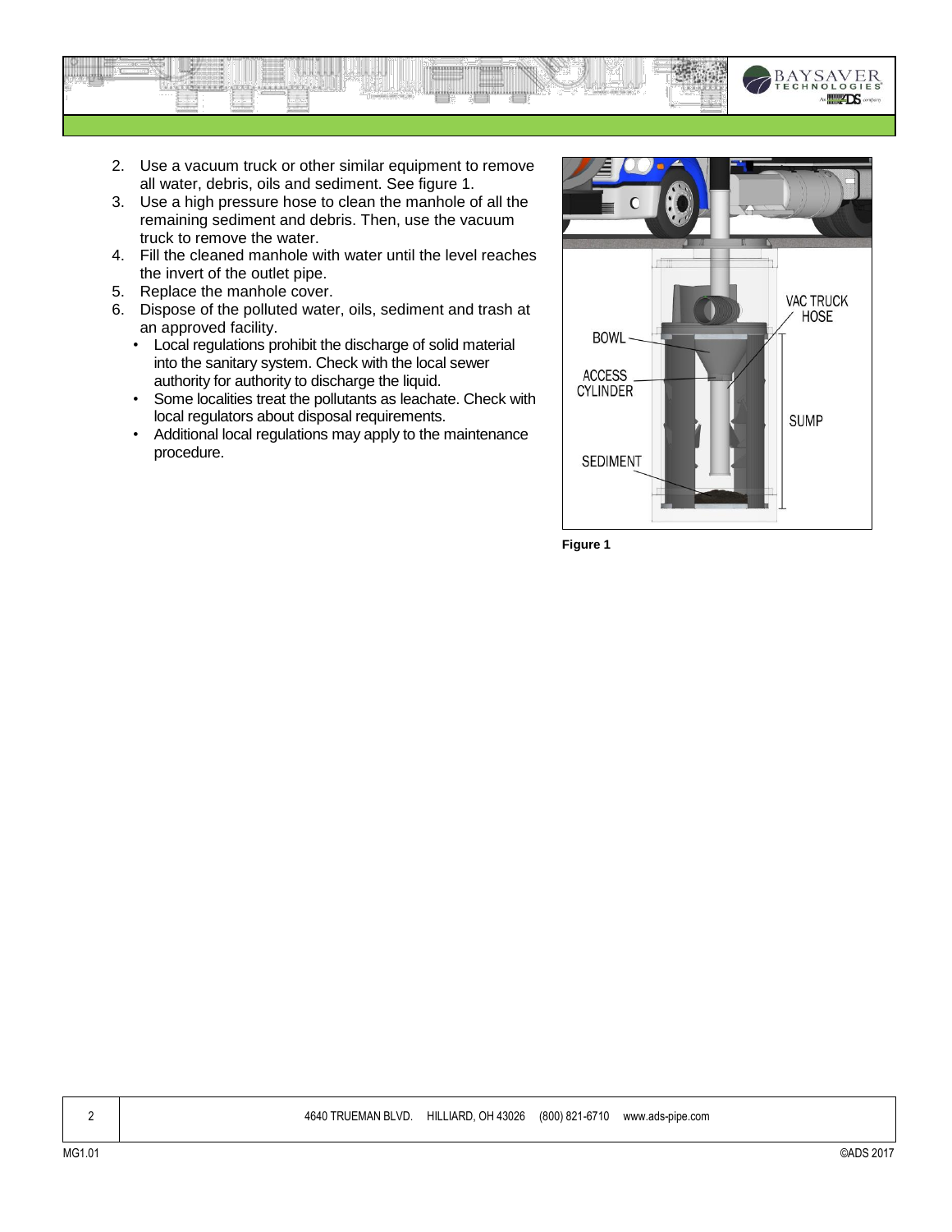2. Use a vacuum truck or other similar equipment to remove all water, debris, oils and sediment. See figure 1.
3. Use a high pressure hose to clean the manhole of all the remaining sediment and debris. Then, use the vacuum truck to remove the water.
4. Fill the cleaned manhole with water until the level reaches the invert of the outlet pipe.
5. Replace the manhole cover.
6. Dispose of the polluted water, oils, sediment and trash at an approved facility.
   - Local regulations prohibit the discharge of solid material into the sanitary system. Check with the local sewer authority for authority to discharge the liquid.
   - Some localities treat the pollutants as leachate. Check with local regulators about disposal requirements.
   - Additional local regulations may apply to the maintenance procedure.

VAC TRUCK HOSE

BOWL

ACCESS CYLINDER

SUMP

SEDIMENT

**Figure 1**